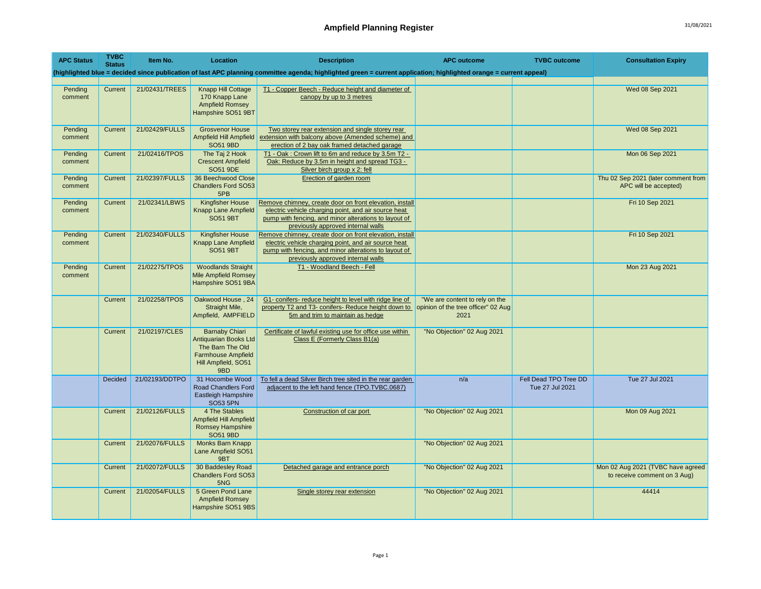# Ampfield Planning Register

31/08/2021

| APC Status | TVBC Status | Item No. | Location | Description | APC outcome | TVBC outcome | Consultation Expiry |
|---|---|---|---|---|---|---|---|
| (highlighted blue = decided since publication of last APC planning committee agenda; highlighted green = current application; highlighted orange = current appeal) | | | | | | | |
| Pending comment | Current | 21/02431/TREES | Knapp Hill Cottage 170 Knapp Lane Ampfield Romsey Hampshire SO51 9BT | T1 - Copper Beech - Reduce height and diameter of canopy by up to 3 metres | | | Wed 08 Sep 2021 |
| Pending comment | Current | 21/02429/FULLS | Grosvenor House Ampfield Hill Ampfield SO51 9BD | Two storey rear extension and single storey rear extension with balcony above (Amended scheme) and erection of 2 bay oak framed detached garage | | | Wed 08 Sep 2021 |
| Pending comment | Current | 21/02416/TPOS | The Taj 2 Hook Crescent Ampfield SO51 9DE | T1 - Oak : Crown lift to 6m and reduce by 3.5m T2 - Oak: Reduce by 3.5m in height and spread TG3 - Silver birch group x 2: fell | | | Mon 06 Sep 2021 |
| Pending comment | Current | 21/02397/FULLS | 36 Beechwood Close Chandlers Ford SO53 5PB | Erection of garden room | | | Thu 02 Sep 2021 (later comment from APC will be accepted) |
| Pending comment | Current | 21/02341/LBWS | Kingfisher House Knapp Lane Ampfield SO51 9BT | Remove chimney, create door on front elevation, install electric vehicle charging point, and air source heat pump with fencing, and minor alterations to layout of previously approved internal walls | | | Fri 10 Sep 2021 |
| Pending comment | Current | 21/02340/FULLS | Kingfisher House Knapp Lane Ampfield SO51 9BT | Remove chimney, create door on front elevation, install electric vehicle charging point, and air source heat pump with fencing, and minor alterations to layout of previously approved internal walls | | | Fri 10 Sep 2021 |
| Pending comment | Current | 21/02275/TPOS | Woodlands Straight Mile Ampfield Romsey Hampshire SO51 9BA | T1 - Woodland Beech - Fell | | | Mon 23 Aug 2021 |
| | Current | 21/02258/TPOS | Oakwood House , 24 Straight Mile, Ampfield, AMPFIELD | G1- conifers- reduce height to level with ridge line of property T2 and T3- conifers- Reduce height down to 5m and trim to maintain as hedge | "We are content to rely on the opinion of the tree officer" 02 Aug 2021 | | |
| | Current | 21/02197/CLES | Barnaby Chiari Antiquarian Books Ltd The Barn The Old Farmhouse Ampfield Hill Ampfield, SO51 9BD | Certificate of lawful existing use for office use within Class E (Formerly Class B1(a) | "No Objection" 02 Aug 2021 | | |
| | Decided | 21/02193/DDTPO | 31 Hocombe Wood Road Chandlers Ford Eastleigh Hampshire SO53 5PN | To fell a dead Silver Birch tree sited in the rear garden adjacent to the left hand fence (TPO.TVBC.0687) | n/a | Fell Dead TPO Tree DD Tue 27 Jul 2021 | Tue 27 Jul 2021 |
| | Current | 21/02126/FULLS | 4 The Stables Ampfield Hill Ampfield Romsey Hampshire SO51 9BD | Construction of car port | "No Objection" 02 Aug 2021 | | Mon 09 Aug 2021 |
| | Current | 21/02076/FULLS | Monks Barn Knapp Lane Ampfield SO51 9BT | | "No Objection" 02 Aug 2021 | | |
| | Current | 21/02072/FULLS | 30 Baddesley Road Chandlers Ford SO53 5NG | Detached garage and entrance porch | "No Objection" 02 Aug 2021 | | Mon 02 Aug 2021 (TVBC have agreed to receive comment on 3 Aug) |
| | Current | 21/02054/FULLS | 5 Green Pond Lane Ampfield Romsey Hampshire SO51 9BS | Single storey rear extension | "No Objection" 02 Aug 2021 | | 44414 |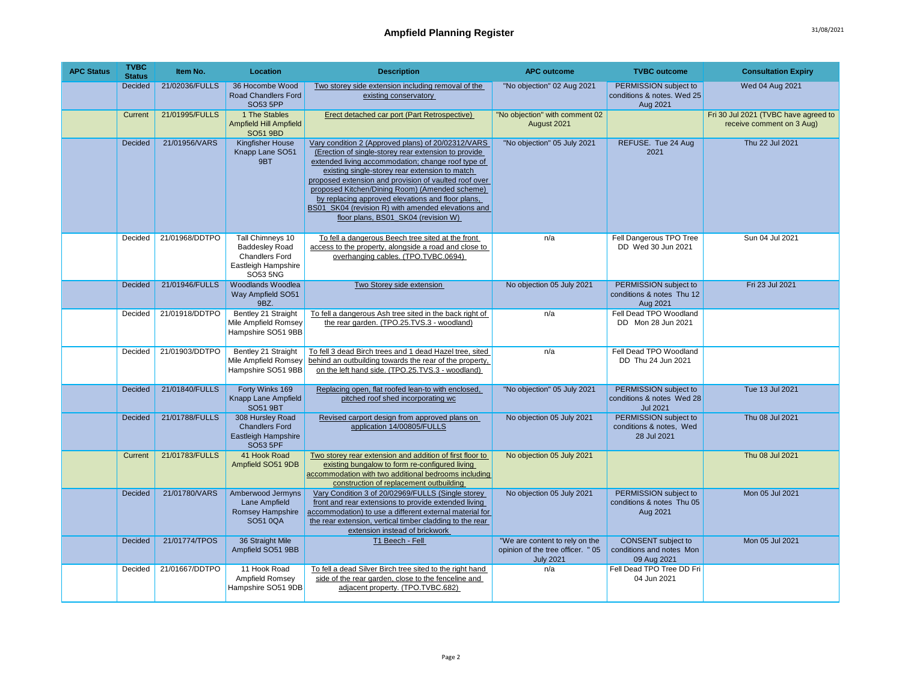# Ampfield Planning Register

31/08/2021

| APC Status | TVBC Status | Item No. | Location | Description | APC outcome | TVBC outcome | Consultation Expiry |
|---|---|---|---|---|---|---|---|
| | Decided | 21/02036/FULLS | 36 Hocombe Wood Road Chandlers Ford SO53 5PP | Two storey side extension including removal of the existing conservatory | "No objection" 02 Aug 2021 | PERMISSION subject to conditions & notes. Wed 25 Aug 2021 | Wed 04 Aug 2021 |
| | Current | 21/01995/FULLS | 1 The Stables Ampfield Hill Ampfield SO51 9BD | Erect detached car port (Part Retrospective) | "No objection" with comment 02 August 2021 | | Fri 30 Jul 2021 (TVBC have agreed to receive comment on 3 Aug) |
| | Decided | 21/01956/VARS | Kingfisher House Knapp Lane SO51 9BT | Vary condition 2 (Approved plans) of 20/02312/VARS (Erection of single-storey rear extension to provide extended living accommodation; change roof type of existing single-storey rear extension to match proposed extension and provision of vaulted roof over proposed Kitchen/Dining Room) (Amended scheme) by replacing approved elevations and floor plans, BS01_SK04 (revision R) with amended elevations and floor plans, BS01_SK04 (revision W) | "No objection" 05 July 2021 | REFUSE. Tue 24 Aug 2021 | Thu 22 Jul 2021 |
| | Decided | 21/01968/DDTPO | Tall Chimneys 10 Baddesley Road Chandlers Ford Eastleigh Hampshire SO53 5NG | To fell a dangerous Beech tree sited at the front access to the property, alongside a road and close to overhanging cables. (TPO.TVBC.0694) | n/a | Fell Dangerous TPO Tree DD Wed 30 Jun 2021 | Sun 04 Jul 2021 |
| | Decided | 21/01946/FULLS | Woodlands Woodlea Way Ampfield SO51 9BZ. | Two Storey side extension | No objection 05 July 2021 | PERMISSION subject to conditions & notes Thu 12 Aug 2021 | Fri 23 Jul 2021 |
| | Decided | 21/01918/DDTPO | Bentley 21 Straight Mile Ampfield Romsey Hampshire SO51 9BB | To fell a dangerous Ash tree sited in the back right of the rear garden. (TPO.25.TVS.3 - woodland) | n/a | Fell Dead TPO Woodland DD Mon 28 Jun 2021 | |
| | Decided | 21/01903/DDTPO | Bentley 21 Straight Mile Ampfield Romsey Hampshire SO51 9BB | To fell 3 dead Birch trees and 1 dead Hazel tree, sited behind an outbuilding towards the rear of the property, on the left hand side. (TPO.25.TVS.3 - woodland) | n/a | Fell Dead TPO Woodland DD Thu 24 Jun 2021 | |
| | Decided | 21/01840/FULLS | Forty Winks 169 Knapp Lane Ampfield SO51 9BT | Replacing open, flat roofed lean-to with enclosed, pitched roof shed incorporating wc | "No objection" 05 July 2021 | PERMISSION subject to conditions & notes Wed 28 Jul 2021 | Tue 13 Jul 2021 |
| | Decided | 21/01788/FULLS | 308 Hursley Road Chandlers Ford Eastleigh Hampshire SO53 5PF | Revised carport design from approved plans on application 14/00805/FULLS | No objection 05 July 2021 | PERMISSION subject to conditions & notes, Wed 28 Jul 2021 | Thu 08 Jul 2021 |
| | Current | 21/01783/FULLS | 41 Hook Road Ampfield SO51 9DB | Two storey rear extension and addition of first floor to existing bungalow to form re-configured living accommodation with two additional bedrooms including construction of replacement outbuilding | No objection 05 July 2021 | | Thu 08 Jul 2021 |
| | Decided | 21/01780/VARS | Amberwood Jermyns Lane Ampfield Romsey Hampshire SO51 0QA | Vary Condition 3 of 20/02969/FULLS (Single storey front and rear extensions to provide extended living accommodation) to use a different external material for the rear extension, vertical timber cladding to the rear extension instead of brickwork | No objection 05 July 2021 | PERMISSION subject to conditions & notes Thu 05 Aug 2021 | Mon 05 Jul 2021 |
| | Decided | 21/01774/TPOS | 36 Straight Mile Ampfield SO51 9BB | T1 Beech - Fell | "We are content to rely on the opinion of the tree officer. " 05 July 2021 | CONSENT subject to conditions and notes Mon 09 Aug 2021 | Mon 05 Jul 2021 |
| | Decided | 21/01667/DDTPO | 11 Hook Road Ampfield Romsey Hampshire SO51 9DB | To fell a dead Silver Birch tree sited to the right hand side of the rear garden, close to the fenceline and adjacent property. (TPO.TVBC.682) | n/a | Fell Dead TPO Tree DD Fri 04 Jun 2021 | |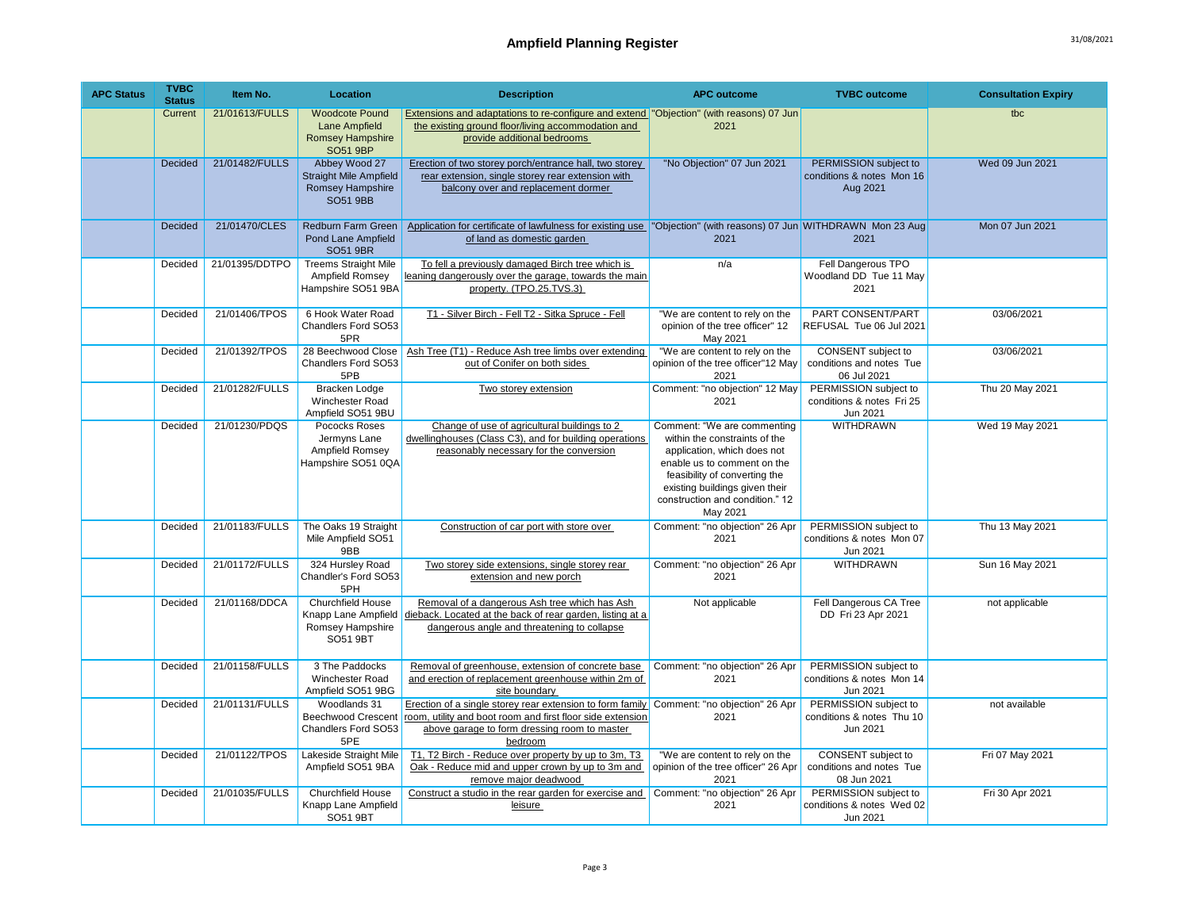# Ampfield Planning Register

| APC Status | TVBC Status | Item No. | Location | Description | APC outcome | TVBC outcome | Consultation Expiry |
|---|---|---|---|---|---|---|---|
| | Current | 21/01613/FULLS | Woodcote Pound Lane Ampfield Romsey Hampshire SO51 9BP | Extensions and adaptations to re-configure and extend the existing ground floor/living accommodation and provide additional bedrooms | "Objection" (with reasons) 07 Jun 2021 | | tbc |
| | Decided | 21/01482/FULLS | Abbey Wood 27 Straight Mile Ampfield Romsey Hampshire SO51 9BB | Erection of two storey porch/entrance hall, two storey rear extension, single storey rear extension with balcony over and replacement dormer | "No Objection" 07 Jun 2021 | PERMISSION subject to conditions & notes Mon 16 Aug 2021 | Wed 09 Jun 2021 |
| | Decided | 21/01470/CLES | Redburn Farm Green Pond Lane Ampfield SO51 9BR | Application for certificate of lawfulness for existing use of land as domestic garden | "Objection" (with reasons) 07 Jun 2021 | WITHDRAWN Mon 23 Aug 2021 | Mon 07 Jun 2021 |
| | Decided | 21/01395/DDTPO | Treems Straight Mile Ampfield Romsey Hampshire SO51 9BA | To fell a previously damaged Birch tree which is leaning dangerously over the garage, towards the main property. (TPO.25.TVS.3) | n/a | Fell Dangerous TPO Woodland DD Tue 11 May 2021 | |
| | Decided | 21/01406/TPOS | 6 Hook Water Road Chandlers Ford SO53 5PR | T1 - Silver Birch - Fell T2 - Sitka Spruce - Fell | "We are content to rely on the opinion of the tree officer" 12 May 2021 | PART CONSENT/PART REFUSAL Tue 06 Jul 2021 | 03/06/2021 |
| | Decided | 21/01392/TPOS | 28 Beechwood Close Chandlers Ford SO53 5PB | Ash Tree (T1) - Reduce Ash tree limbs over extending out of Conifer on both sides | "We are content to rely on the opinion of the tree officer"12 May 2021 | CONSENT subject to conditions and notes Tue 06 Jul 2021 | 03/06/2021 |
| | Decided | 21/01282/FULLS | Bracken Lodge Winchester Road Ampfield SO51 9BU | Two storey extension | Comment: "no objection" 12 May 2021 | PERMISSION subject to conditions & notes Fri 25 Jun 2021 | Thu 20 May 2021 |
| | Decided | 21/01230/PDQS | Pococks Roses Jermyns Lane Ampfield Romsey Hampshire SO51 0QA | Change of use of agricultural buildings to 2 dwellinghouses (Class C3), and for building operations reasonably necessary for the conversion | Comment: "We are commenting within the constraints of the application, which does not enable us to comment on the feasibility of converting the existing buildings given their construction and condition." 12 May 2021 | WITHDRAWN | Wed 19 May 2021 |
| | Decided | 21/01183/FULLS | The Oaks 19 Straight Mile Ampfield SO51 9BB | Construction of car port with store over | Comment: "no objection" 26 Apr 2021 | PERMISSION subject to conditions & notes Mon 07 Jun 2021 | Thu 13 May 2021 |
| | Decided | 21/01172/FULLS | 324 Hursley Road Chandler's Ford SO53 5PH | Two storey side extensions, single storey rear extension and new porch | Comment: "no objection" 26 Apr 2021 | WITHDRAWN | Sun 16 May 2021 |
| | Decided | 21/01168/DDCA | Churchfield House Knapp Lane Ampfield Romsey Hampshire SO51 9BT | Removal of a dangerous Ash tree which has Ash dieback. Located at the back of rear garden, listing at a dangerous angle and threatening to collapse | Not applicable | Fell Dangerous CA Tree DD Fri 23 Apr 2021 | not applicable |
| | Decided | 21/01158/FULLS | 3 The Paddocks Winchester Road Ampfield SO51 9BG | Removal of greenhouse, extension of concrete base and erection of replacement greenhouse within 2m of site boundary | Comment: "no objection" 26 Apr 2021 | PERMISSION subject to conditions & notes Mon 14 Jun 2021 | |
| | Decided | 21/01131/FULLS | Woodlands 31 Beechwood Crescent Chandlers Ford SO53 5PE | Erection of a single storey rear extension to form family room, utility and boot room and first floor side extension above garage to form dressing room to master bedroom | Comment: "no objection" 26 Apr 2021 | PERMISSION subject to conditions & notes Thu 10 Jun 2021 | not available |
| | Decided | 21/01122/TPOS | Lakeside Straight Mile Ampfield SO51 9BA | T1, T2 Birch - Reduce over property by up to 3m, T3 Oak - Reduce mid and upper crown by up to 3m and remove major deadwood | "We are content to rely on the opinion of the tree officer" 26 Apr 2021 | CONSENT subject to conditions and notes Tue 08 Jun 2021 | Fri 07 May 2021 |
| | Decided | 21/01035/FULLS | Churchfield House Knapp Lane Ampfield SO51 9BT | Construct a studio in the rear garden for exercise and leisure | Comment: "no objection" 26 Apr 2021 | PERMISSION subject to conditions & notes Wed 02 Jun 2021 | Fri 30 Apr 2021 |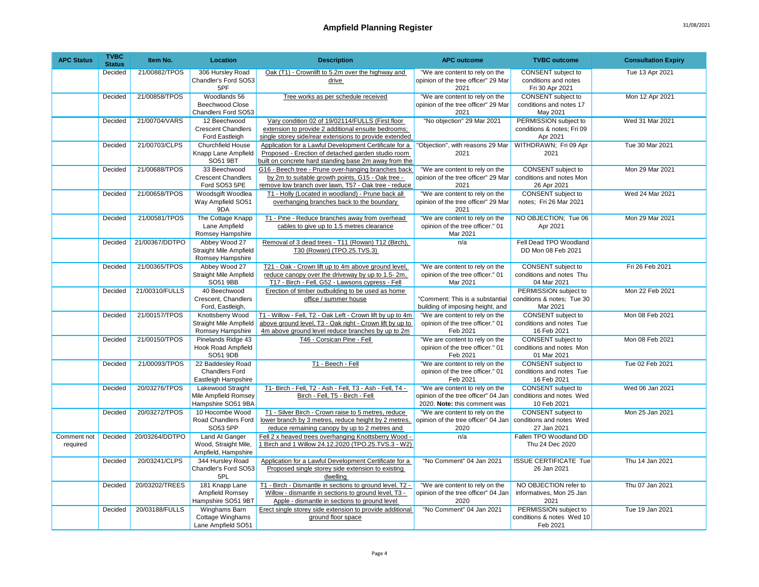# Ampfield Planning Register

| APC Status | TVBC Status | Item No. | Location | Description | APC outcome | TVBC outcome | Consultation Expiry |
|---|---|---|---|---|---|---|---|
| | Decided | 21/00882/TPOS | 306 Hursley Road Chandler's Ford SO53 5PF | Oak (T1) - Crownlift to 5.2m over the highway and drive | "We are content to rely on the opinion of the tree officer" 29 Mar 2021 | CONSENT subject to conditions and notes Fri 30 Apr 2021 | Tue 13 Apr 2021 |
| | Decided | 21/00858/TPOS | Woodlands 56 Beechwood Close Chandlers Ford SO53 | Tree works as per schedule received | "We are content to rely on the opinion of the tree officer" 29 Mar 2021 | CONSENT subject to conditions and notes 17 May 2021 | Mon 12 Apr 2021 |
| | Decided | 21/00704/VARS | 12 Beechwood Crescent Chandlers Ford Eastleigh | Vary condition 02 of 19/02114/FULLS (First floor extension to provide 2 additional ensuite bedrooms; single storey side/rear extensions to provide extended | "No objection" 29 Mar 2021 | PERMISSION subject to conditions & notes; Fri 09 Apr 2021 | Wed 31 Mar 2021 |
| | Decided | 21/00703/CLPS | Churchfield House Knapp Lane Ampfield SO51 9BT | Application for a Lawful Development Certificate for a Proposed - Erection of detached garden studio room built on concrete hard standing base 2m away from the | "Objection", with reasons 29 Mar 2021 | WITHDRAWN; Fri 09 Apr 2021 | Tue 30 Mar 2021 |
| | Decided | 21/00688/TPOS | 33 Beechwood Crescent Chandlers Ford SO53 5PE | G16 - Beech tree - Prune over-hanging branches back by 2m to suitable growth points, G15 - Oak tree - remove low branch over lawn, T57 - Oak tree - reduce | "We are content to rely on the opinion of the tree officer" 29 Mar 2021 | CONSENT subject to conditions and notes Mon 26 Apr 2021 | Mon 29 Mar 2021 |
| | Decided | 21/00658/TPOS | Woodsgift Woodlea Way Ampfield SO51 9DA | T1 - Holly (Located in woodland) - Prune back all overhanging branches back to the boundary | "We are content to rely on the opinion of the tree officer" 29 Mar 2021 | CONSENT subject to notes; Fri 26 Mar 2021 | Wed 24 Mar 2021 |
| | Decided | 21/00581/TPOS | The Cottage Knapp Lane Ampfield Romsey Hampshire | T1 - Pine - Reduce branches away from overhead cables to give up to 1.5 metres clearance | "We are content to rely on the opinion of the tree officer." 01 Mar 2021 | NO OBJECTION; Tue 06 Apr 2021 | Mon 29 Mar 2021 |
| | Decided | 21/00367/DDTPO | Abbey Wood 27 Straight Mile Ampfield Romsey Hampshire | Removal of 3 dead trees - T11 (Rowan) T12 (Birch), T30 (Rowan) (TPO.25.TVS.3) | n/a | Fell Dead TPO Woodland DD Mon 08 Feb 2021 | |
| | Decided | 21/00365/TPOS | Abbey Wood 27 Straight Mile Ampfield SO51 9BB | T21 - Oak - Crown lift up to 4m above ground level, reduce canopy over the driveway by up to 1.5- 2m, T17 - Birch - Fell, G52 - Lawsons cypress - Fell | "We are content to rely on the opinion of the tree officer." 01 Mar 2021 | CONSENT subject to conditions and notes Thu 04 Mar 2021 | Fri 26 Feb 2021 |
| | Decided | 21/00310/FULLS | 40 Beechwood Crescent, Chandlers Ford, Eastleigh, | Erection of timber outbuilding to be used as home office / summer house | "Comment: This is a substantial building of imposing height, and | PERMISSION subject to conditions & notes; Tue 30 Mar 2021 | Mon 22 Feb 2021 |
| | Decided | 21/00157/TPOS | Knottsberry Wood Straight Mile Ampfield Romsey Hampshire | T1 - Willow - Fell, T2 - Oak Left - Crown lift by up to 4m above ground level, T3 - Oak right - Crown lift by up to 4m above ground level reduce branches by up to 2m | "We are content to rely on the opinion of the tree officer." 01 Feb 2021 | CONSENT subject to conditions and notes Tue 16 Feb 2021 | Mon 08 Feb 2021 |
| | Decided | 21/00150/TPOS | Pinelands Ridge 43 Hook Road Ampfield SO51 9DB | T46 - Corsican Pine - Fell | "We are content to rely on the opinion of the tree officer." 01 Feb 2021 | CONSENT subject to conditions and notes Mon 01 Mar 2021 | Mon 08 Feb 2021 |
| | Decided | 21/00093/TPOS | 22 Baddesley Road Chandlers Ford Eastleigh Hampshire | T1 - Beech - Fell | "We are content to rely on the opinion of the tree officer." 01 Feb 2021 | CONSENT subject to conditions and notes Tue 16 Feb 2021 | Tue 02 Feb 2021 |
| | Decided | 20/03276/TPOS | Lakewood Straight Mile Ampfield Romsey Hampshire SO51 9BA | T1- Birch - Fell, T2 - Ash - Fell, T3 - Ash - Fell, T4 - Birch - Fell, T5 - Birch - Fell | "We are content to rely on the opinion of the tree officer" 04 Jan 2020. **Note:** this comment was | CONSENT subject to conditions and notes Wed 10 Feb 2021 | Wed 06 Jan 2021 |
| | Decided | 20/03272/TPOS | 10 Hocombe Wood Road Chandlers Ford SO53 5PP | T1 - Silver Birch - Crown raise to 5 metres, reduce lower branch by 3 metres, reduce height by 2 metres, reduce remaining canopy by up to 2 metres and | "We are content to rely on the opinion of the tree officer" 04 Jan 2020 | CONSENT subject to conditions and notes Wed 27 Jan 2021 | Mon 25 Jan 2021 |
| Comment not required | Decided | 20/03264/DDTPO | Land At Ganger Wood, Straight Mile, Ampfield, Hampshire | Fell 2 x heaved trees overhanging Knottsberry Wood - 1 Birch and 1 Willow 24.12.2020 (TPO.25.TVS.3 - W2) | n/a | Fallen TPO Woodland DD Thu 24 Dec 2020 | |
| | Decided | 20/03241/CLPS | 344 Hursley Road Chandler's Ford SO53 5PL | Application for a Lawful Development Certificate for a Proposed single storey side extension to existing dwelling | "No Comment" 04 Jan 2021 | ISSUE CERTIFICATE Tue 26 Jan 2021 | Thu 14 Jan 2021 |
| | Decided | 20/03202/TREES | 181 Knapp Lane Ampfield Romsey Hampshire SO51 9BT | T1 - Birch - Dismantle in sections to ground level, T2 - Willow - dismantle in sections to ground level, T3 - Apple - dismantle in sections to ground level | "We are content to rely on the opinion of the tree officer" 04 Jan 2020 | NO OBJECTION refer to informatives, Mon 25 Jan 2021 | Thu 07 Jan 2021 |
| | Decided | 20/03188/FULLS | Winghams Barn Cottage Winghams Lane Ampfield SO51 | Erect single storey side extension to provide additional ground floor space | "No Comment" 04 Jan 2021 | PERMISSION subject to conditions & notes Wed 10 Feb 2021 | Tue 19 Jan 2021 |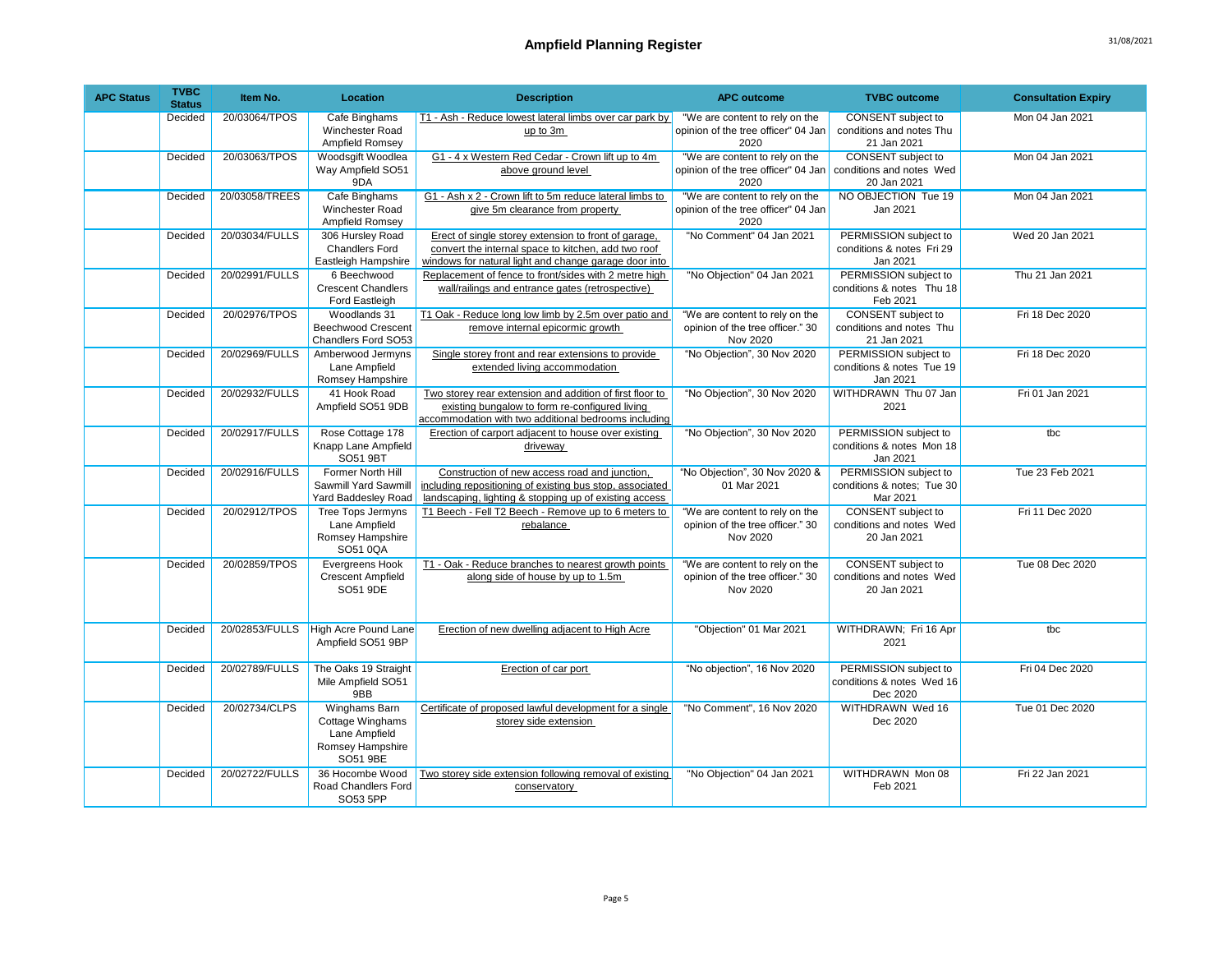# Ampfield Planning Register

| APC Status | TVBC Status | Item No. | Location | Description | APC outcome | TVBC outcome | Consultation Expiry |
|---|---|---|---|---|---|---|---|
| | Decided | 20/03064/TPOS | Cafe Binghams Winchester Road Ampfield Romsey | T1 - Ash - Reduce lowest lateral limbs over car park by up to 3m | "We are content to rely on the opinion of the tree officer" 04 Jan 2020 | CONSENT subject to conditions and notes Thu 21 Jan 2021 | Mon 04 Jan 2021 |
| | Decided | 20/03063/TPOS | Woodsgift Woodlea Way Ampfield SO51 9DA | G1 - 4 x Western Red Cedar - Crown lift up to 4m above ground level | "We are content to rely on the opinion of the tree officer" 04 Jan 2020 | CONSENT subject to conditions and notes Wed 20 Jan 2021 | Mon 04 Jan 2021 |
| | Decided | 20/03058/TREES | Cafe Binghams Winchester Road Ampfield Romsey | G1 - Ash x 2 - Crown lift to 5m reduce lateral limbs to give 5m clearance from property | "We are content to rely on the opinion of the tree officer" 04 Jan 2020 | NO OBJECTION Tue 19 Jan 2021 | Mon 04 Jan 2021 |
| | Decided | 20/03034/FULLS | 306 Hursley Road Chandlers Ford Eastleigh Hampshire | Erect of single storey extension to front of garage, convert the internal space to kitchen, add two roof windows for natural light and change garage door into | "No Comment" 04 Jan 2021 | PERMISSION subject to conditions & notes Fri 29 Jan 2021 | Wed 20 Jan 2021 |
| | Decided | 20/02991/FULLS | 6 Beechwood Crescent Chandlers Ford Eastleigh | Replacement of fence to front/sides with 2 metre high wall/railings and entrance gates (retrospective) | "No Objection" 04 Jan 2021 | PERMISSION subject to conditions & notes Thu 18 Feb 2021 | Thu 21 Jan 2021 |
| | Decided | 20/02976/TPOS | Woodlands 31 Beechwood Crescent Chandlers Ford SO53 | T1 Oak - Reduce long low limb by 2.5m over patio and remove internal epicormic growth | "We are content to rely on the opinion of the tree officer." 30 Nov 2020 | CONSENT subject to conditions and notes Thu 21 Jan 2021 | Fri 18 Dec 2020 |
| | Decided | 20/02969/FULLS | Amberwood Jermyns Lane Ampfield Romsey Hampshire | Single storey front and rear extensions to provide extended living accommodation | "No Objection", 30 Nov 2020 | PERMISSION subject to conditions & notes Tue 19 Jan 2021 | Fri 18 Dec 2020 |
| | Decided | 20/02932/FULLS | 41 Hook Road Ampfield SO51 9DB | Two storey rear extension and addition of first floor to existing bungalow to form re-configured living accommodation with two additional bedrooms including | "No Objection", 30 Nov 2020 | WITHDRAWN Thu 07 Jan 2021 | Fri 01 Jan 2021 |
| | Decided | 20/02917/FULLS | Rose Cottage 178 Knapp Lane Ampfield SO51 9BT | Erection of carport adjacent to house over existing driveway | "No Objection", 30 Nov 2020 | PERMISSION subject to conditions & notes Mon 18 Jan 2021 | tbc |
| | Decided | 20/02916/FULLS | Former North Hill Sawmill Yard Sawmill Yard Baddesley Road | Construction of new access road and junction, including repositioning of existing bus stop, associated landscaping, lighting & stopping up of existing access | "No Objection", 30 Nov 2020 & 01 Mar 2021 | PERMISSION subject to conditions & notes; Tue 30 Mar 2021 | Tue 23 Feb 2021 |
| | Decided | 20/02912/TPOS | Tree Tops Jermyns Lane Ampfield Romsey Hampshire SO51 0QA | T1 Beech - Fell T2 Beech - Remove up to 6 meters to rebalance | "We are content to rely on the opinion of the tree officer." 30 Nov 2020 | CONSENT subject to conditions and notes Wed 20 Jan 2021 | Fri 11 Dec 2020 |
| | Decided | 20/02859/TPOS | Evergreens Hook Crescent Ampfield SO51 9DE | T1 - Oak - Reduce branches to nearest growth points along side of house by up to 1.5m | "We are content to rely on the opinion of the tree officer." 30 Nov 2020 | CONSENT subject to conditions and notes Wed 20 Jan 2021 | Tue 08 Dec 2020 |
| | Decided | 20/02853/FULLS | High Acre Pound Lane Ampfield SO51 9BP | Erection of new dwelling adjacent to High Acre | "Objection" 01 Mar 2021 | WITHDRAWN; Fri 16 Apr 2021 | tbc |
| | Decided | 20/02789/FULLS | The Oaks 19 Straight Mile Ampfield SO51 9BB | Erection of car port | "No objection", 16 Nov 2020 | PERMISSION subject to conditions & notes Wed 16 Dec 2020 | Fri 04 Dec 2020 |
| | Decided | 20/02734/CLPS | Winghams Barn Cottage Winghams Lane Ampfield Romsey Hampshire SO51 9BE | Certificate of proposed lawful development for a single storey side extension | "No Comment", 16 Nov 2020 | WITHDRAWN Wed 16 Dec 2020 | Tue 01 Dec 2020 |
| | Decided | 20/02722/FULLS | 36 Hocombe Wood Road Chandlers Ford SO53 5PP | Two storey side extension following removal of existing conservatory | "No Objection" 04 Jan 2021 | WITHDRAWN Mon 08 Feb 2021 | Fri 22 Jan 2021 |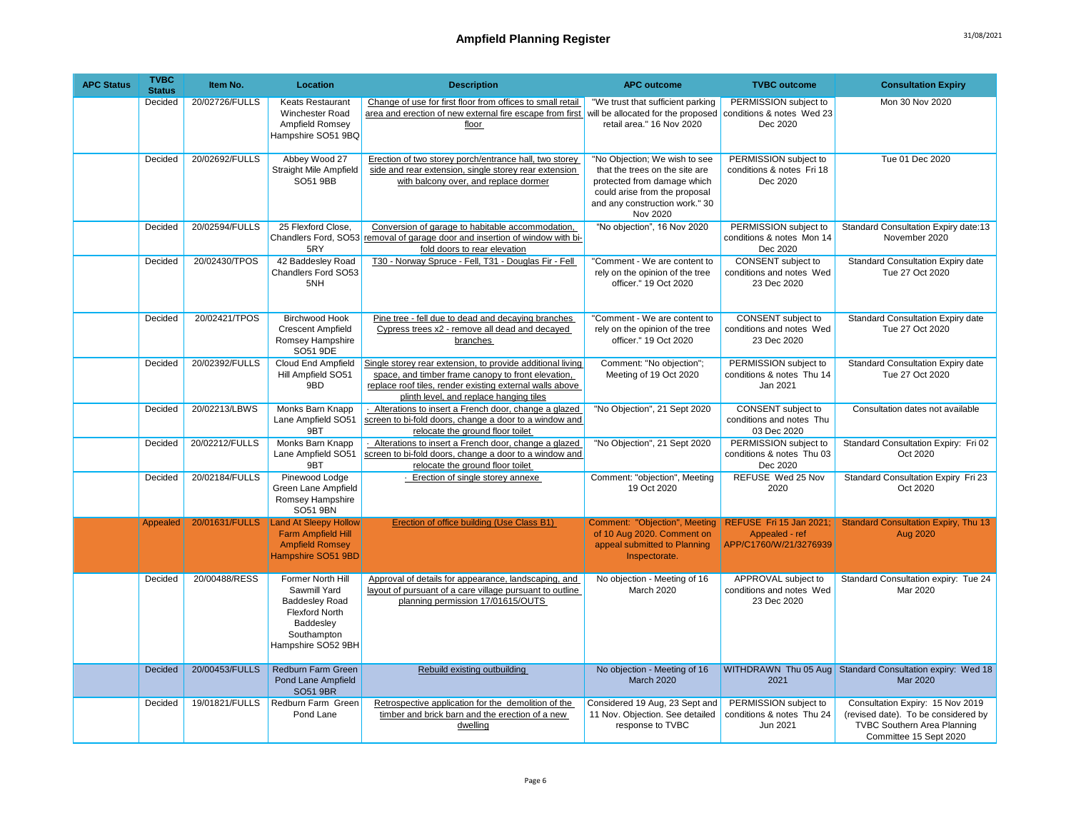# Ampfield Planning Register

| APC Status | TVBC Status | Item No. | Location | Description | APC outcome | TVBC outcome | Consultation Expiry |
|---|---|---|---|---|---|---|---|
| | Decided | 20/02726/FULLS | Keats Restaurant Winchester Road Ampfield Romsey Hampshire SO51 9BQ | Change of use for first floor from offices to small retail area and erection of new external fire escape from first floor | "We trust that sufficient parking will be allocated for the proposed retail area." 16 Nov 2020 | PERMISSION subject to conditions & notes Wed 23 Dec 2020 | Mon 30 Nov 2020 |
| | Decided | 20/02692/FULLS | Abbey Wood 27 Straight Mile Ampfield SO51 9BB | Erection of two storey porch/entrance hall, two storey side and rear extension, single storey rear extension with balcony over, and replace dormer | "No Objection; We wish to see that the trees on the site are protected from damage which could arise from the proposal and any construction work." 30 Nov 2020 | PERMISSION subject to conditions & notes Fri 18 Dec 2020 | Tue 01 Dec 2020 |
| | Decided | 20/02594/FULLS | 25 Flexford Close, Chandlers Ford, SO53 5RY | Conversion of garage to habitable accommodation, removal of garage door and insertion of window with bi-fold doors to rear elevation | "No objection", 16 Nov 2020 | PERMISSION subject to conditions & notes Mon 14 Dec 2020 | Standard Consultation Expiry date:13 November 2020 |
| | Decided | 20/02430/TPOS | 42 Baddesley Road Chandlers Ford SO53 5NH | T30 - Norway Spruce - Fell, T31 - Douglas Fir - Fell | "Comment - We are content to rely on the opinion of the tree officer." 19 Oct 2020 | CONSENT subject to conditions and notes Wed 23 Dec 2020 | Standard Consultation Expiry date Tue 27 Oct 2020 |
| | Decided | 20/02421/TPOS | Birchwood Hook Crescent Ampfield Romsey Hampshire SO51 9DE | Pine tree - fell due to dead and decaying branches Cypress trees x2 - remove all dead and decayed branches | "Comment - We are content to rely on the opinion of the tree officer." 19 Oct 2020 | CONSENT subject to conditions and notes Wed 23 Dec 2020 | Standard Consultation Expiry date Tue 27 Oct 2020 |
| | Decided | 20/02392/FULLS | Cloud End Ampfield Hill Ampfield SO51 9BD | Single storey rear extension, to provide additional living space, and timber frame canopy to front elevation, replace roof tiles, render existing external walls above plinth level, and replace hanging tiles | Comment: "No objection"; Meeting of 19 Oct 2020 | PERMISSION subject to conditions & notes Thu 14 Jan 2021 | Standard Consultation Expiry date Tue 27 Oct 2020 |
| | Decided | 20/02213/LBWS | Monks Barn Knapp Lane Ampfield SO51 9BT | · Alterations to insert a French door, change a glazed screen to bi-fold doors, change a door to a window and relocate the ground floor toilet | "No Objection", 21 Sept 2020 | CONSENT subject to conditions and notes Thu 03 Dec 2020 | Consultation dates not available |
| | Decided | 20/02212/FULLS | Monks Barn Knapp Lane Ampfield SO51 9BT | · Alterations to insert a French door, change a glazed screen to bi-fold doors, change a door to a window and relocate the ground floor toilet | "No Objection", 21 Sept 2020 | PERMISSION subject to conditions & notes Thu 03 Dec 2020 | Standard Consultation Expiry: Fri 02 Oct 2020 |
| | Decided | 20/02184/FULLS | Pinewood Lodge Green Lane Ampfield Romsey Hampshire SO51 9BN | · Erection of single storey annexe | Comment: "objection", Meeting 19 Oct 2020 | REFUSE Wed 25 Nov 2020 | Standard Consultation Expiry Fri 23 Oct 2020 |
| | Appealed | 20/01631/FULLS | Land At Sleepy Hollow Farm Ampfield Hill Ampfield Romsey Hampshire SO51 9BD | Erection of office building (Use Class B1) | Comment: "Objection", Meeting of 10 Aug 2020. Comment on appeal submitted to Planning Inspectorate. | REFUSE Fri 15 Jan 2021; Appealed - ref APP/C1760/W/21/3276939 | Standard Consultation Expiry, Thu 13 Aug 2020 |
| | Decided | 20/00488/RESS | Former North Hill Sawmill Yard Baddesley Road Flexford North Baddesley Southampton Hampshire SO52 9BH | Approval of details for appearance, landscaping, and layout of pursuant of a care village pursuant to outline planning permission 17/01615/OUTS | No objection - Meeting of 16 March 2020 | APPROVAL subject to conditions and notes Wed 23 Dec 2020 | Standard Consultation expiry: Tue 24 Mar 2020 |
| | Decided | 20/00453/FULLS | Redburn Farm Green Pond Lane Ampfield SO51 9BR | Rebuild existing outbuilding | No objection - Meeting of 16 March 2020 | WITHDRAWN Thu 05 Aug 2021 | Standard Consultation expiry: Wed 18 Mar 2020 |
| | Decided | 19/01821/FULLS | Redburn Farm Green Pond Lane | Retrospective application for the demolition of the timber and brick barn and the erection of a new dwelling | Considered 19 Aug, 23 Sept and 11 Nov. Objection. See detailed response to TVBC | PERMISSION subject to conditions & notes Thu 24 Jun 2021 | Consultation Expiry: 15 Nov 2019 (revised date). To be considered by TVBC Southern Area Planning Committee 15 Sept 2020 |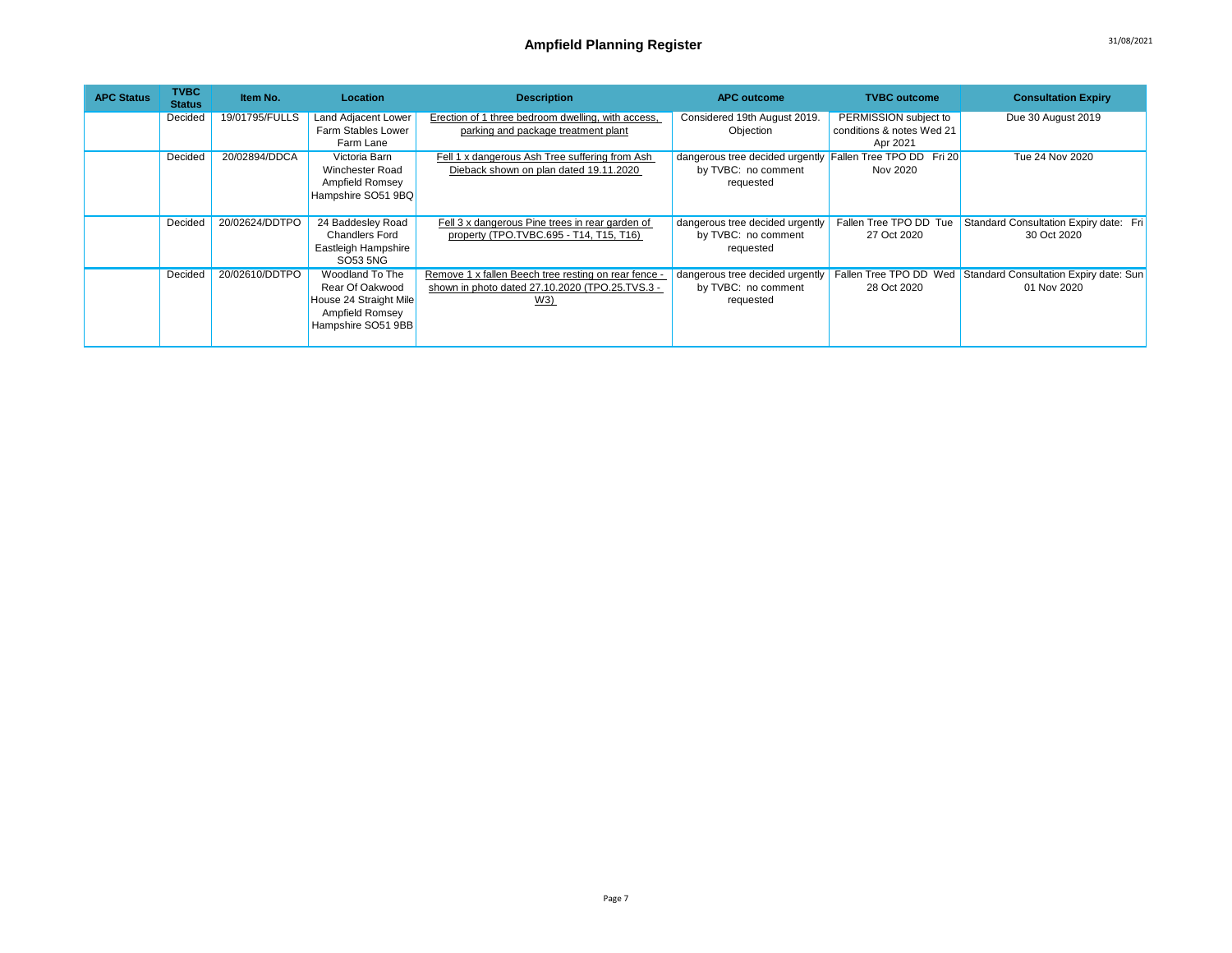## Ampfield Planning Register

| APC Status | TVBC Status | Item No. | Location | Description | APC outcome | TVBC outcome | Consultation Expiry |
|---|---|---|---|---|---|---|---|
| | Decided | 19/01795/FULLS | Land Adjacent Lower Farm Stables Lower Farm Lane | Erection of 1 three bedroom dwelling, with access, parking and package treatment plant | Considered 19th August 2019. Objection | PERMISSION subject to conditions & notes Wed 21 Apr 2021 | Due 30 August 2019 |
| | Decided | 20/02894/DDCA | Victoria Barn Winchester Road Ampfield Romsey Hampshire SO51 9BQ | Fell 1 x dangerous Ash Tree suffering from Ash Dieback shown on plan dated 19.11.2020 | dangerous tree decided urgently by TVBC: no comment requested | Fallen Tree TPO DD Fri 20 Nov 2020 | Tue 24 Nov 2020 |
| | Decided | 20/02624/DDTPO | 24 Baddesley Road Chandlers Ford Eastleigh Hampshire SO53 5NG | Fell 3 x dangerous Pine trees in rear garden of property (TPO.TVBC.695 - T14, T15, T16) | dangerous tree decided urgently by TVBC: no comment requested | Fallen Tree TPO DD Tue 27 Oct 2020 | Standard Consultation Expiry date: Fri 30 Oct 2020 |
| | Decided | 20/02610/DDTPO | Woodland To The Rear Of Oakwood House 24 Straight Mile Ampfield Romsey Hampshire SO51 9BB | Remove 1 x fallen Beech tree resting on rear fence - shown in photo dated 27.10.2020 (TPO.25.TVS.3 - W3) | dangerous tree decided urgently by TVBC: no comment requested | Fallen Tree TPO DD Wed 28 Oct 2020 | Standard Consultation Expiry date: Sun 01 Nov 2020 |